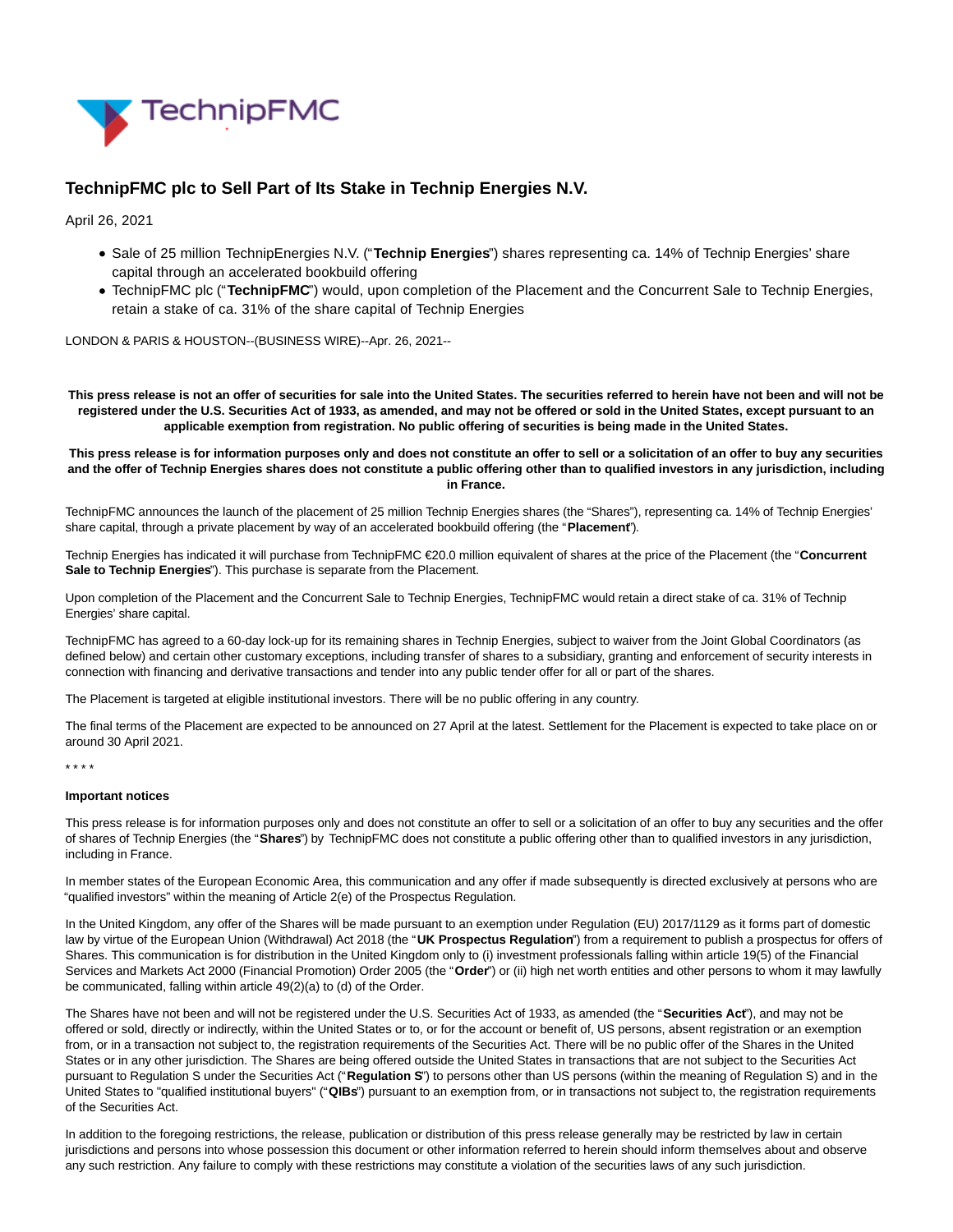# TechnipFMC plc to Sell Part of Its Stake in Technip Energies N.V.

April 26, 2021

- Sale of 25 million TechnipEnergies N.V. ("**Technip Energies**") shares representing ca. 14% of Technip Energies' share capital through an accelerated bookbuild offering
- TechnipFMC plc ("**TechnipFMC**") would, upon completion of the Placement and the Concurrent Sale to Technip Energies, retain a stake of ca. 31% of the share capital of Technip Energies

LONDON & PARIS & HOUSTON--(BUSINESS WIRE)--Apr. 26, 2021--

**This press release is not an offer of securities for sale into the United States. The securities referred to herein have not been and will not be registered under the U.S. Securities Act of 1933, as amended, and may not be offered or sold in the United States, except pursuant to an applicable exemption from registration. No public offering of securities is being made in the United States.**

**This press release is for information purposes only and does not constitute an offer to sell or a solicitation of an offer to buy any securities and the offer of Technip Energies shares does not constitute a public offering other than to qualified investors in any jurisdiction, including in France.**

TechnipFMC announces the launch of the placement of 25 million Technip Energies shares (the "Shares"), representing ca. 14% of Technip Energies' share capital, through a private placement by way of an accelerated bookbuild offering (the "**Placement**").

Technip Energies has indicated it will purchase from TechnipFMC €20.0 million equivalent of shares at the price of the Placement (the "**Concurrent Sale to Technip Energies**"). This purchase is separate from the Placement.

Upon completion of the Placement and the Concurrent Sale to Technip Energies, TechnipFMC would retain a direct stake of ca. 31% of Technip Energies' share capital.

TechnipFMC has agreed to a 60-day lock-up for its remaining shares in Technip Energies, subject to waiver from the Joint Global Coordinators (as defined below) and certain other customary exceptions, including transfer of shares to a subsidiary, granting and enforcement of security interests in connection with financing and derivative transactions and tender into any public tender offer for all or part of the shares.

The Placement is targeted at eligible institutional investors. There will be no public offering in any country.

The final terms of the Placement are expected to be announced on 27 April at the latest. Settlement for the Placement is expected to take place on or around 30 April 2021.

* * * *

**Important notices**

This press release is for information purposes only and does not constitute an offer to sell or a solicitation of an offer to buy any securities and the offer of shares of Technip Energies (the "**Shares**") by TechnipFMC does not constitute a public offering other than to qualified investors in any jurisdiction, including in France.

In member states of the European Economic Area, this communication and any offer if made subsequently is directed exclusively at persons who are "qualified investors" within the meaning of Article 2(e) of the Prospectus Regulation.

In the United Kingdom, any offer of the Shares will be made pursuant to an exemption under Regulation (EU) 2017/1129 as it forms part of domestic law by virtue of the European Union (Withdrawal) Act 2018 (the "**UK Prospectus Regulation**") from a requirement to publish a prospectus for offers of Shares. This communication is for distribution in the United Kingdom only to (i) investment professionals falling within article 19(5) of the Financial Services and Markets Act 2000 (Financial Promotion) Order 2005 (the "**Order**") or (ii) high net worth entities and other persons to whom it may lawfully be communicated, falling within article 49(2)(a) to (d) of the Order.

The Shares have not been and will not be registered under the U.S. Securities Act of 1933, as amended (the "**Securities Act**"), and may not be offered or sold, directly or indirectly, within the United States or to, or for the account or benefit of, US persons, absent registration or an exemption from, or in a transaction not subject to, the registration requirements of the Securities Act. There will be no public offer of the Shares in the United States or in any other jurisdiction. The Shares are being offered outside the United States in transactions that are not subject to the Securities Act pursuant to Regulation S under the Securities Act ("**Regulation S**") to persons other than US persons (within the meaning of Regulation S) and in the United States to "qualified institutional buyers" ("**QIBs**") pursuant to an exemption from, or in transactions not subject to, the registration requirements of the Securities Act.

In addition to the foregoing restrictions, the release, publication or distribution of this press release generally may be restricted by law in certain jurisdictions and persons into whose possession this document or other information referred to herein should inform themselves about and observe any such restriction. Any failure to comply with these restrictions may constitute a violation of the securities laws of any such jurisdiction.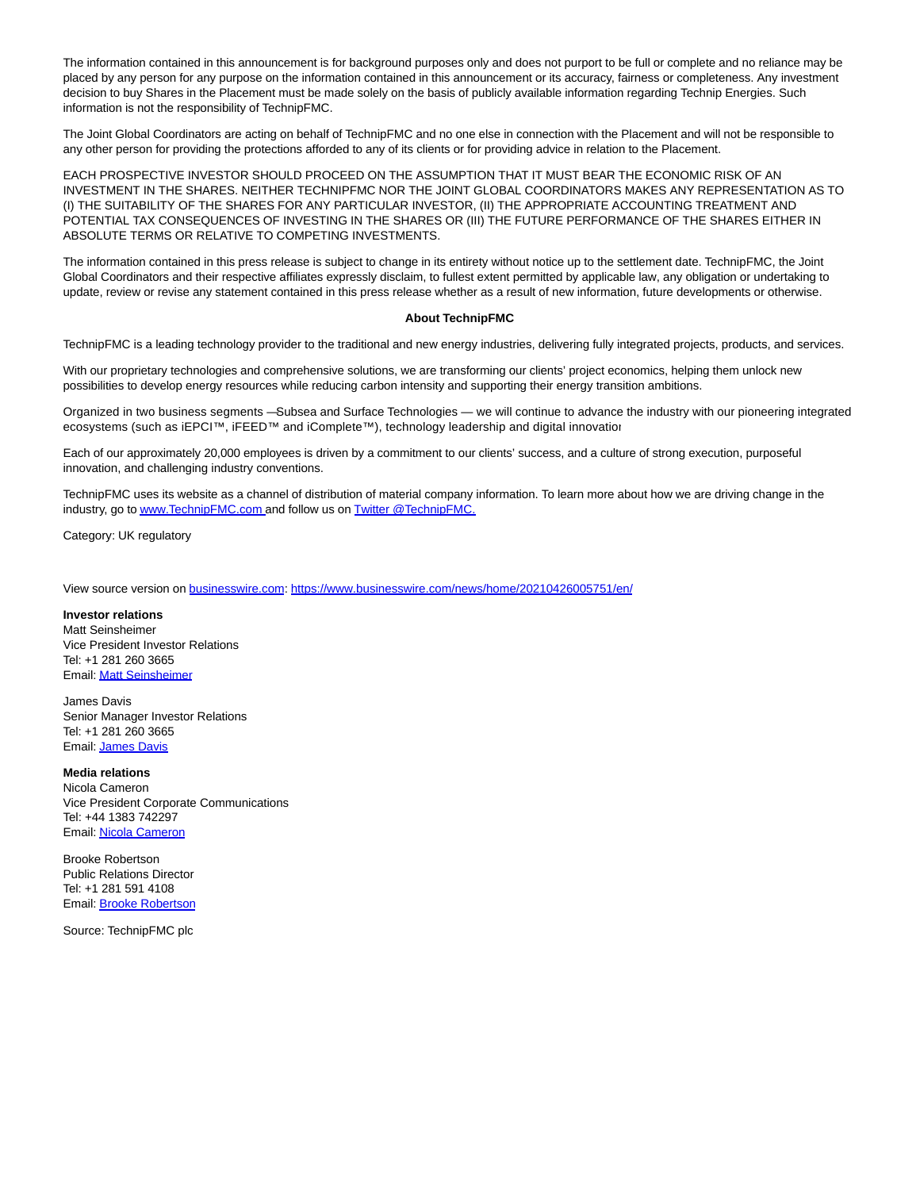The information contained in this announcement is for background purposes only and does not purport to be full or complete and no reliance may be placed by any person for any purpose on the information contained in this announcement or its accuracy, fairness or completeness. Any investment decision to buy Shares in the Placement must be made solely on the basis of publicly available information regarding Technip Energies. Such information is not the responsibility of TechnipFMC.

The Joint Global Coordinators are acting on behalf of TechnipFMC and no one else in connection with the Placement and will not be responsible to any other person for providing the protections afforded to any of its clients or for providing advice in relation to the Placement.

EACH PROSPECTIVE INVESTOR SHOULD PROCEED ON THE ASSUMPTION THAT IT MUST BEAR THE ECONOMIC RISK OF AN INVESTMENT IN THE SHARES. NEITHER TECHNIPFMC NOR THE JOINT GLOBAL COORDINATORS MAKES ANY REPRESENTATION AS TO (I) THE SUITABILITY OF THE SHARES FOR ANY PARTICULAR INVESTOR, (II) THE APPROPRIATE ACCOUNTING TREATMENT AND POTENTIAL TAX CONSEQUENCES OF INVESTING IN THE SHARES OR (III) THE FUTURE PERFORMANCE OF THE SHARES EITHER IN ABSOLUTE TERMS OR RELATIVE TO COMPETING INVESTMENTS.

The information contained in this press release is subject to change in its entirety without notice up to the settlement date. TechnipFMC, the Joint Global Coordinators and their respective affiliates expressly disclaim, to fullest extent permitted by applicable law, any obligation or undertaking to update, review or revise any statement contained in this press release whether as a result of new information, future developments or otherwise.

**About TechnipFMC**

TechnipFMC is a leading technology provider to the traditional and new energy industries, delivering fully integrated projects, products, and services.

With our proprietary technologies and comprehensive solutions, we are transforming our clients' project economics, helping them unlock new possibilities to develop energy resources while reducing carbon intensity and supporting their energy transition ambitions.

Organized in two business segments —Subsea and Surface Technologies — we will continue to advance the industry with our pioneering integrated ecosystems (such as iEPCI™, iFEED™ and iComplete™), technology leadership and digital innovation

Each of our approximately 20,000 employees is driven by a commitment to our clients' success, and a culture of strong execution, purposeful innovation, and challenging industry conventions.

TechnipFMC uses its website as a channel of distribution of material company information. To learn more about how we are driving change in the industry, go to www.TechnipFMC.com and follow us on Twitter @TechnipFMC.

Category: UK regulatory

View source version on businesswire.com: https://www.businesswire.com/news/home/20210426005751/en/

**Investor relations**
Matt Seinsheimer
Vice President Investor Relations
Tel: +1 281 260 3665
Email: Matt Seinsheimer

James Davis
Senior Manager Investor Relations
Tel: +1 281 260 3665
Email: James Davis

**Media relations**
Nicola Cameron
Vice President Corporate Communications
Tel: +44 1383 742297
Email: Nicola Cameron

Brooke Robertson
Public Relations Director
Tel: +1 281 591 4108
Email: Brooke Robertson

Source: TechnipFMC plc